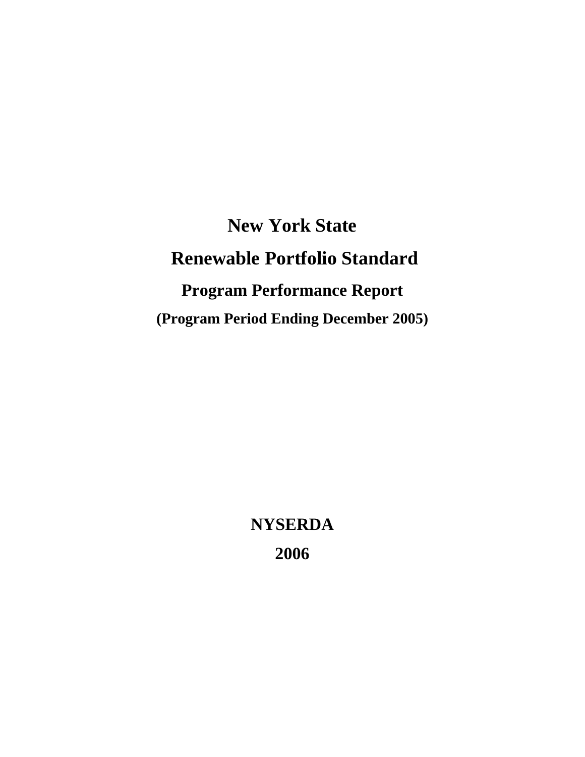# New York State

# Renewable Portfolio Standard

## Program Performance Report

### (Program Period Ending December 2005)

**NYSERDA**

**2006**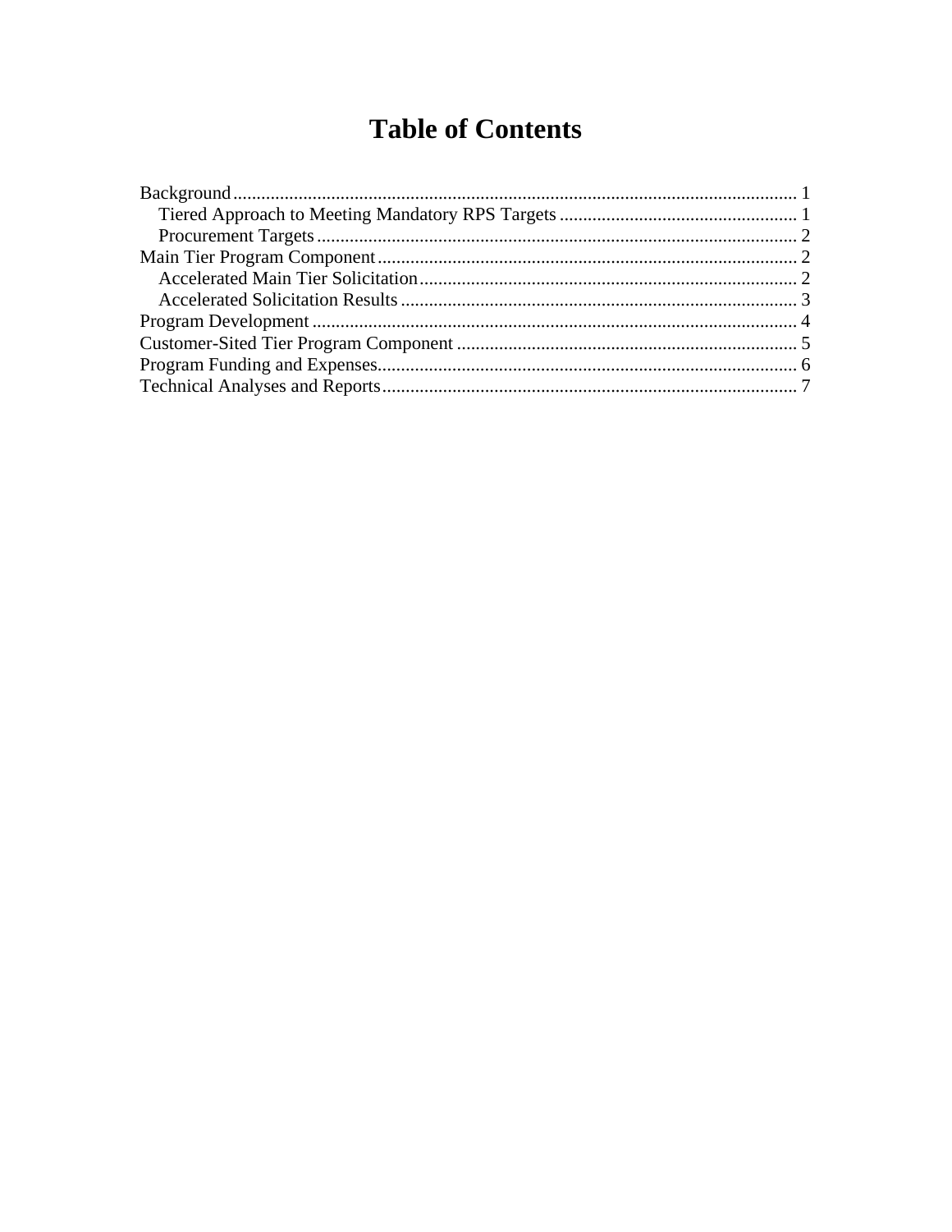# Table of Contents

Background........................................................................................................................ 1
  Tiered Approach to Meeting Mandatory RPS Targets ................................................... 1
  Procurement Targets ...................................................................................................... 2
Main Tier Program Component .......................................................................................... 2
  Accelerated Main Tier Solicitation ................................................................................ 2
  Accelerated Solicitation Results .................................................................................... 3
Program Development ....................................................................................................... 4
Customer-Sited Tier Program Component ......................................................................... 5
Program Funding and Expenses.......................................................................................... 6
Technical Analyses and Reports......................................................................................... 7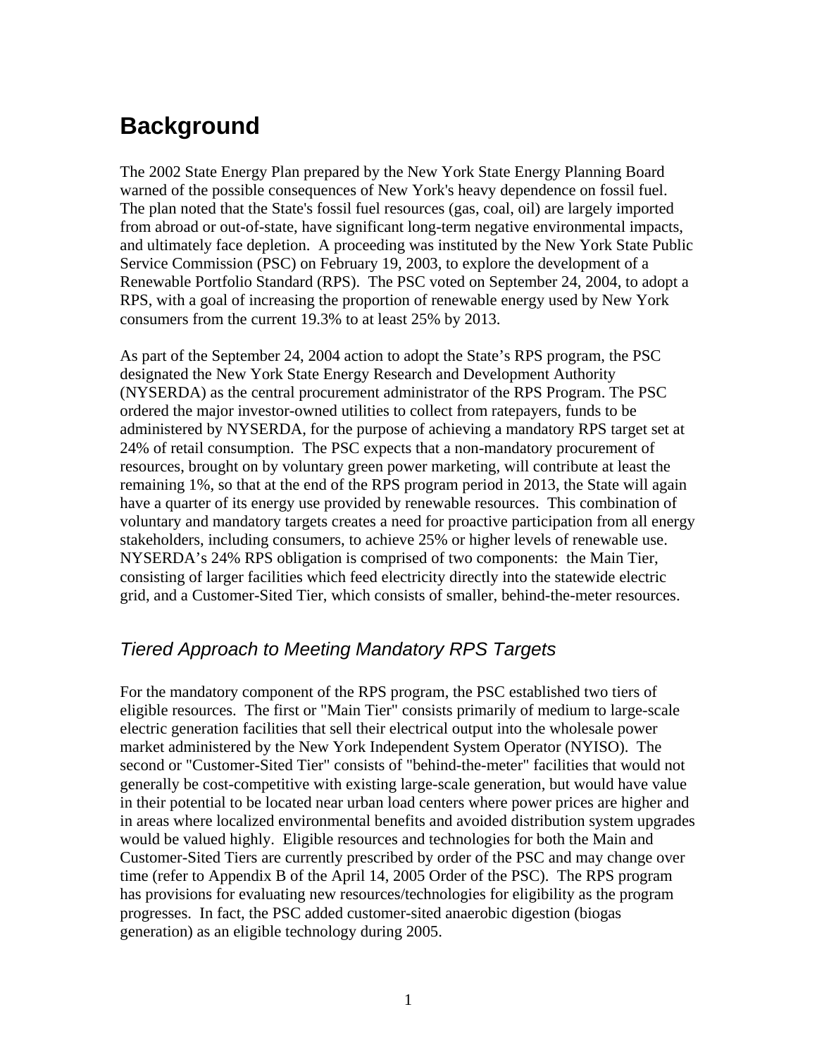# Background

The 2002 State Energy Plan prepared by the New York State Energy Planning Board warned of the possible consequences of New York's heavy dependence on fossil fuel. The plan noted that the State's fossil fuel resources (gas, coal, oil) are largely imported from abroad or out-of-state, have significant long-term negative environmental impacts, and ultimately face depletion. A proceeding was instituted by the New York State Public Service Commission (PSC) on February 19, 2003, to explore the development of a Renewable Portfolio Standard (RPS). The PSC voted on September 24, 2004, to adopt a RPS, with a goal of increasing the proportion of renewable energy used by New York consumers from the current 19.3% to at least 25% by 2013.

As part of the September 24, 2004 action to adopt the State's RPS program, the PSC designated the New York State Energy Research and Development Authority (NYSERDA) as the central procurement administrator of the RPS Program. The PSC ordered the major investor-owned utilities to collect from ratepayers, funds to be administered by NYSERDA, for the purpose of achieving a mandatory RPS target set at 24% of retail consumption. The PSC expects that a non-mandatory procurement of resources, brought on by voluntary green power marketing, will contribute at least the remaining 1%, so that at the end of the RPS program period in 2013, the State will again have a quarter of its energy use provided by renewable resources. This combination of voluntary and mandatory targets creates a need for proactive participation from all energy stakeholders, including consumers, to achieve 25% or higher levels of renewable use. NYSERDA's 24% RPS obligation is comprised of two components: the Main Tier, consisting of larger facilities which feed electricity directly into the statewide electric grid, and a Customer-Sited Tier, which consists of smaller, behind-the-meter resources.

## *Tiered Approach to Meeting Mandatory RPS Targets*

For the mandatory component of the RPS program, the PSC established two tiers of eligible resources. The first or "Main Tier" consists primarily of medium to large-scale electric generation facilities that sell their electrical output into the wholesale power market administered by the New York Independent System Operator (NYISO). The second or "Customer-Sited Tier" consists of "behind-the-meter" facilities that would not generally be cost-competitive with existing large-scale generation, but would have value in their potential to be located near urban load centers where power prices are higher and in areas where localized environmental benefits and avoided distribution system upgrades would be valued highly. Eligible resources and technologies for both the Main and Customer-Sited Tiers are currently prescribed by order of the PSC and may change over time (refer to Appendix B of the April 14, 2005 Order of the PSC). The RPS program has provisions for evaluating new resources/technologies for eligibility as the program progresses. In fact, the PSC added customer-sited anaerobic digestion (biogas generation) as an eligible technology during 2005.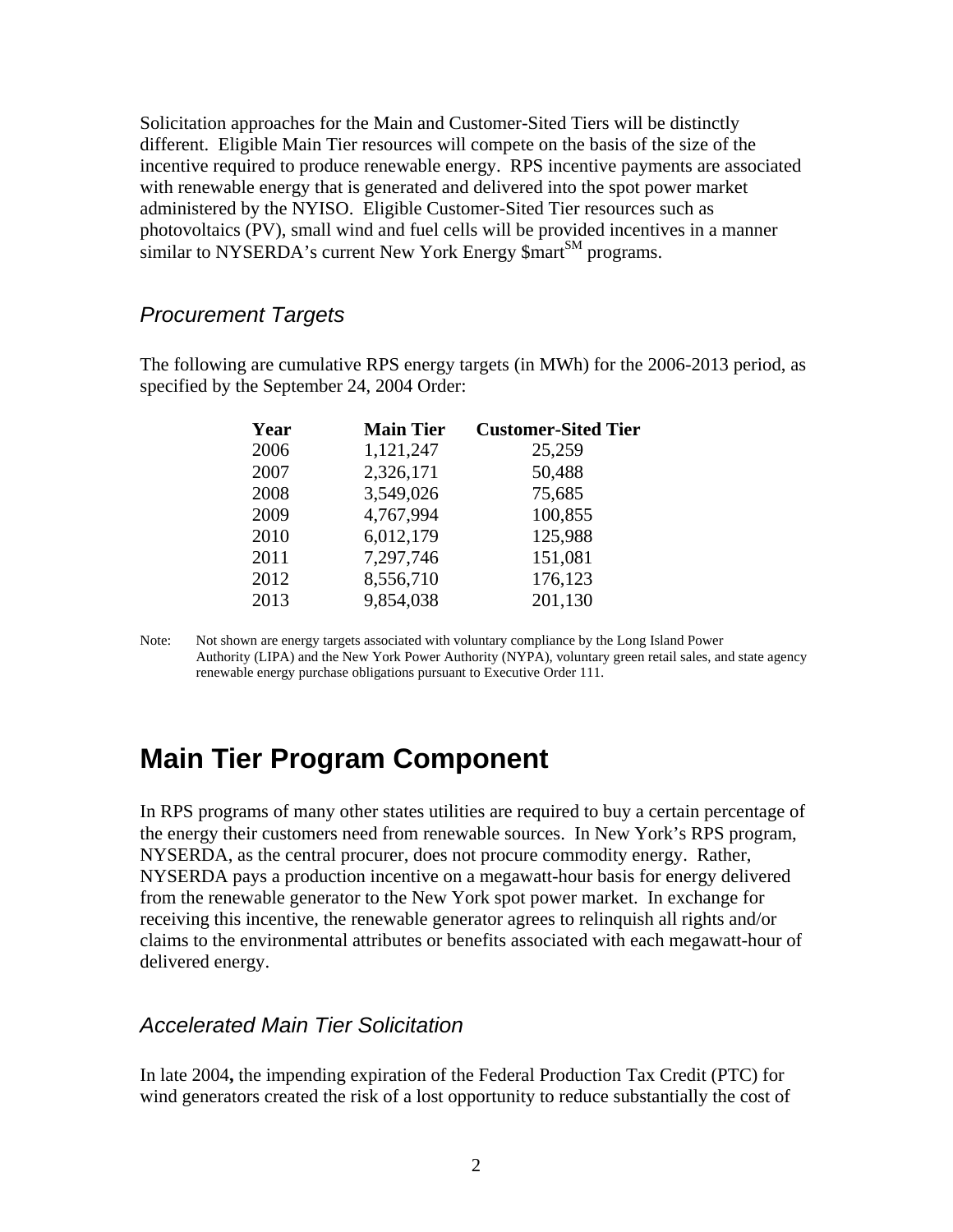Solicitation approaches for the Main and Customer-Sited Tiers will be distinctly different. Eligible Main Tier resources will compete on the basis of the size of the incentive required to produce renewable energy. RPS incentive payments are associated with renewable energy that is generated and delivered into the spot power market administered by the NYISO. Eligible Customer-Sited Tier resources such as photovoltaics (PV), small wind and fuel cells will be provided incentives in a manner similar to NYSERDA's current New York Energy $mart[SM] programs.

### *Procurement Targets*

The following are cumulative RPS energy targets (in MWh) for the 2006-2013 period, as specified by the September 24, 2004 Order:

| Year | Main Tier | Customer-Sited Tier |
|---|---|---|
| 2006 | 1,121,247 | 25,259 |
| 2007 | 2,326,171 | 50,488 |
| 2008 | 3,549,026 | 75,685 |
| 2009 | 4,767,994 | 100,855 |
| 2010 | 6,012,179 | 125,988 |
| 2011 | 7,297,746 | 151,081 |
| 2012 | 8,556,710 | 176,123 |
| 2013 | 9,854,038 | 201,130 |

Note: Not shown are energy targets associated with voluntary compliance by the Long Island Power Authority (LIPA) and the New York Power Authority (NYPA), voluntary green retail sales, and state agency renewable energy purchase obligations pursuant to Executive Order 111.

## Main Tier Program Component

In RPS programs of many other states utilities are required to buy a certain percentage of the energy their customers need from renewable sources. In New York's RPS program, NYSERDA, as the central procurer, does not procure commodity energy. Rather, NYSERDA pays a production incentive on a megawatt-hour basis for energy delivered from the renewable generator to the New York spot power market. In exchange for receiving this incentive, the renewable generator agrees to relinquish all rights and/or claims to the environmental attributes or benefits associated with each megawatt-hour of delivered energy.

### *Accelerated Main Tier Solicitation*

In late 2004**,** the impending expiration of the Federal Production Tax Credit (PTC) for wind generators created the risk of a lost opportunity to reduce substantially the cost of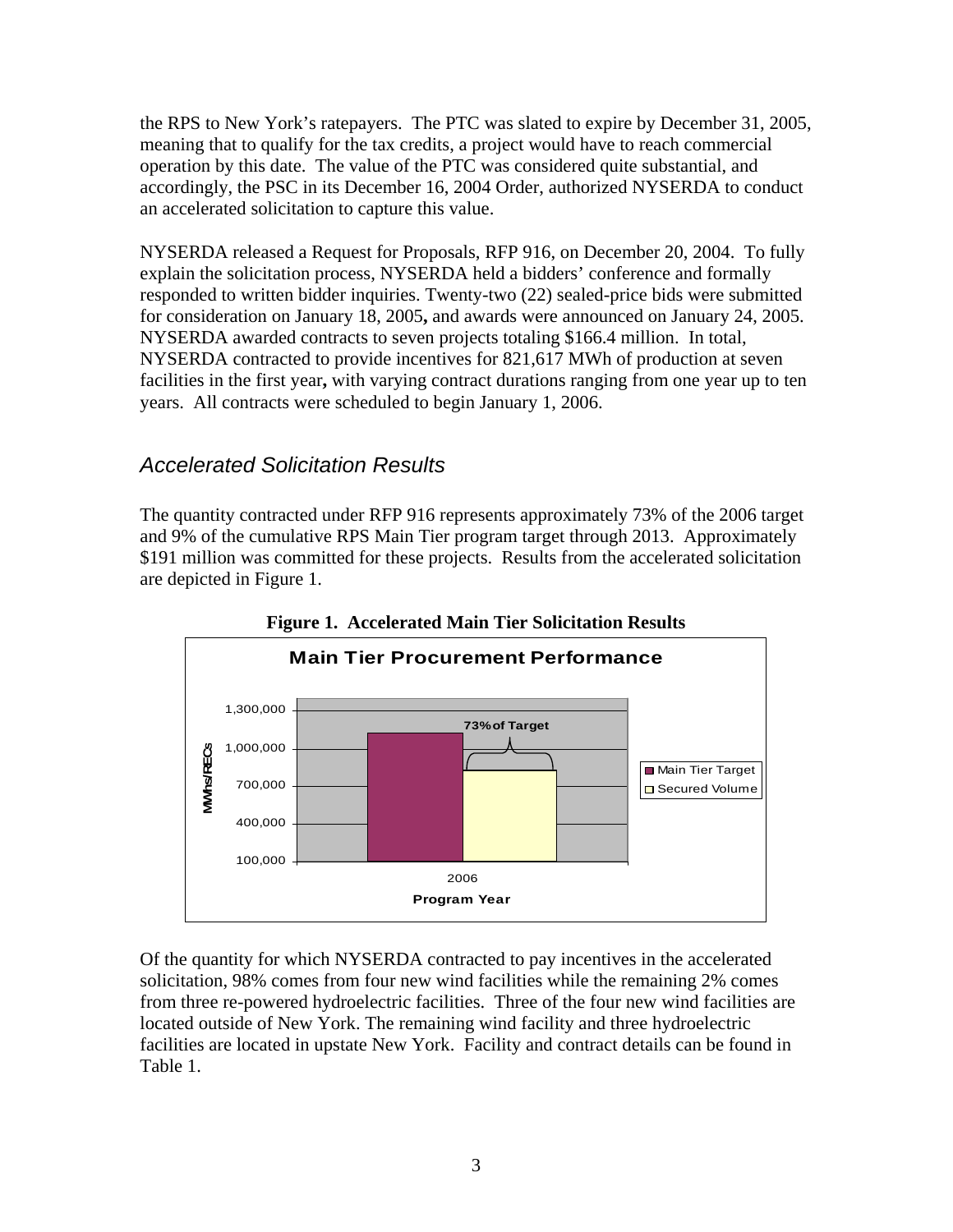the RPS to New York's ratepayers. The PTC was slated to expire by December 31, 2005, meaning that to qualify for the tax credits, a project would have to reach commercial operation by this date. The value of the PTC was considered quite substantial, and accordingly, the PSC in its December 16, 2004 Order, authorized NYSERDA to conduct an accelerated solicitation to capture this value.

NYSERDA released a Request for Proposals, RFP 916, on December 20, 2004. To fully explain the solicitation process, NYSERDA held a bidders' conference and formally responded to written bidder inquiries. Twenty-two (22) sealed-price bids were submitted for consideration on January 18, 2005**,** and awards were announced on January 24, 2005. NYSERDA awarded contracts to seven projects totaling $166.4 million. In total, NYSERDA contracted to provide incentives for 821,617 MWh of production at seven facilities in the first year**,** with varying contract durations ranging from one year up to ten years. All contracts were scheduled to begin January 1, 2006.

## *Accelerated Solicitation Results*

The quantity contracted under RFP 916 represents approximately 73% of the 2006 target and 9% of the cumulative RPS Main Tier program target through 2013. Approximately $191 million was committed for these projects. Results from the accelerated solicitation are depicted in Figure 1.

**Figure 1. Accelerated Main Tier Solicitation Results**

**Main Tier Procurement Performance**

| Program Year | Main Tier Target | Secured Volume |
|---|---|---|
| 2006 | | 73% of Target |

Of the quantity for which NYSERDA contracted to pay incentives in the accelerated solicitation, 98% comes from four new wind facilities while the remaining 2% comes from three re-powered hydroelectric facilities. Three of the four new wind facilities are located outside of New York. The remaining wind facility and three hydroelectric facilities are located in upstate New York. Facility and contract details can be found in Table 1.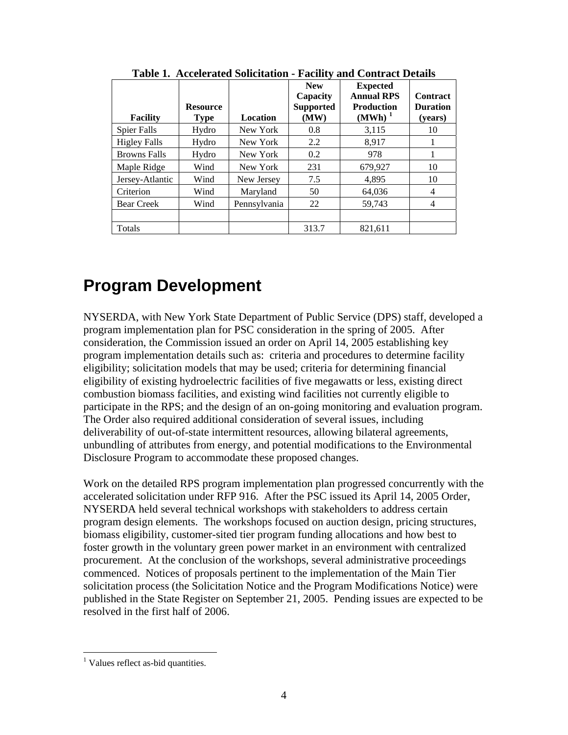**Table 1. Accelerated Solicitation - Facility and Contract Details**

| Facility | Resource Type | Location | New Capacity Supported (MW) | Expected Annual RPS Production (MWh) [1] | Contract Duration (years) |
|---|---|---|---|---|---|
| Spier Falls | Hydro | New York | 0.8 | 3,115 | 10 |
| Higley Falls | Hydro | New York | 2.2 | 8,917 | 1 |
| Browns Falls | Hydro | New York | 0.2 | 978 | 1 |
| Maple Ridge | Wind | New York | 231 | 679,927 | 10 |
| Jersey-Atlantic | Wind | New Jersey | 7.5 | 4,895 | 10 |
| Criterion | Wind | Maryland | 50 | 64,036 | 4 |
| Bear Creek | Wind | Pennsylvania | 22 | 59,743 | 4 |
| | | | | | |
| Totals | | | 313.7 | 821,611 | |

# Program Development

NYSERDA, with New York State Department of Public Service (DPS) staff, developed a program implementation plan for PSC consideration in the spring of 2005. After consideration, the Commission issued an order on April 14, 2005 establishing key program implementation details such as: criteria and procedures to determine facility eligibility; solicitation models that may be used; criteria for determining financial eligibility of existing hydroelectric facilities of five megawatts or less, existing direct combustion biomass facilities, and existing wind facilities not currently eligible to participate in the RPS; and the design of an on-going monitoring and evaluation program. The Order also required additional consideration of several issues, including deliverability of out-of-state intermittent resources, allowing bilateral agreements, unbundling of attributes from energy, and potential modifications to the Environmental Disclosure Program to accommodate these proposed changes.

Work on the detailed RPS program implementation plan progressed concurrently with the accelerated solicitation under RFP 916. After the PSC issued its April 14, 2005 Order, NYSERDA held several technical workshops with stakeholders to address certain program design elements. The workshops focused on auction design, pricing structures, biomass eligibility, customer-sited tier program funding allocations and how best to foster growth in the voluntary green power market in an environment with centralized procurement. At the conclusion of the workshops, several administrative proceedings commenced. Notices of proposals pertinent to the implementation of the Main Tier solicitation process (the Solicitation Notice and the Program Modifications Notice) were published in the State Register on September 21, 2005. Pending issues are expected to be resolved in the first half of 2006.

[1] Values reflect as-bid quantities.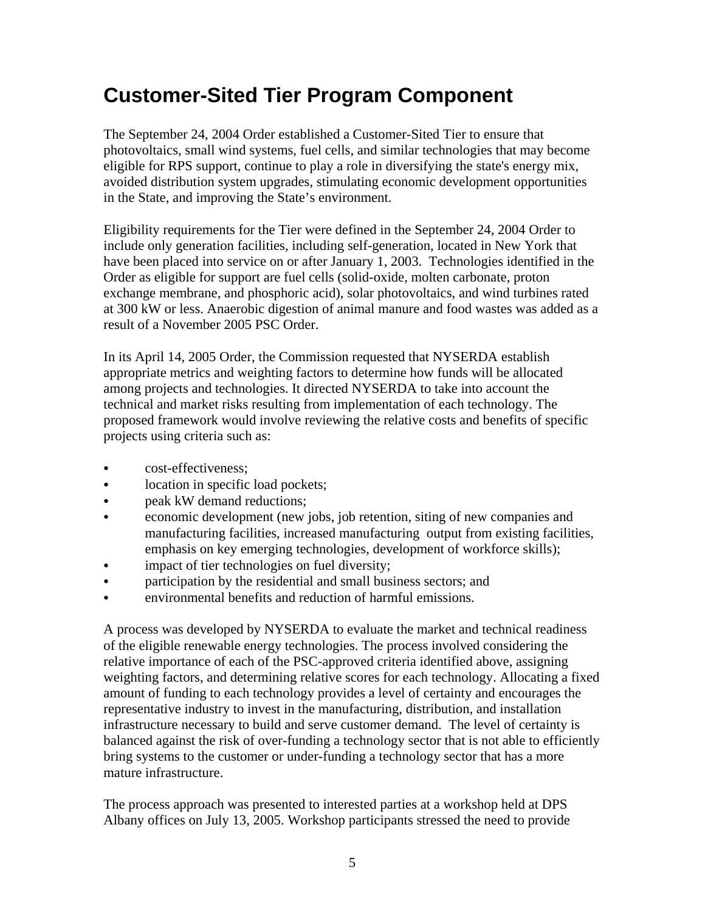# Customer-Sited Tier Program Component

The September 24, 2004 Order established a Customer-Sited Tier to ensure that photovoltaics, small wind systems, fuel cells, and similar technologies that may become eligible for RPS support, continue to play a role in diversifying the state's energy mix, avoided distribution system upgrades, stimulating economic development opportunities in the State, and improving the State's environment.

Eligibility requirements for the Tier were defined in the September 24, 2004 Order to include only generation facilities, including self-generation, located in New York that have been placed into service on or after January 1, 2003. Technologies identified in the Order as eligible for support are fuel cells (solid-oxide, molten carbonate, proton exchange membrane, and phosphoric acid), solar photovoltaics, and wind turbines rated at 300 kW or less. Anaerobic digestion of animal manure and food wastes was added as a result of a November 2005 PSC Order.

In its April 14, 2005 Order, the Commission requested that NYSERDA establish appropriate metrics and weighting factors to determine how funds will be allocated among projects and technologies. It directed NYSERDA to take into account the technical and market risks resulting from implementation of each technology. The proposed framework would involve reviewing the relative costs and benefits of specific projects using criteria such as:

- cost-effectiveness;
- location in specific load pockets;
- peak kW demand reductions;
- economic development (new jobs, job retention, siting of new companies and manufacturing facilities, increased manufacturing output from existing facilities, emphasis on key emerging technologies, development of workforce skills);
- impact of tier technologies on fuel diversity;
- participation by the residential and small business sectors; and
- environmental benefits and reduction of harmful emissions.

A process was developed by NYSERDA to evaluate the market and technical readiness of the eligible renewable energy technologies. The process involved considering the relative importance of each of the PSC-approved criteria identified above, assigning weighting factors, and determining relative scores for each technology. Allocating a fixed amount of funding to each technology provides a level of certainty and encourages the representative industry to invest in the manufacturing, distribution, and installation infrastructure necessary to build and serve customer demand. The level of certainty is balanced against the risk of over-funding a technology sector that is not able to efficiently bring systems to the customer or under-funding a technology sector that has a more mature infrastructure.

The process approach was presented to interested parties at a workshop held at DPS Albany offices on July 13, 2005. Workshop participants stressed the need to provide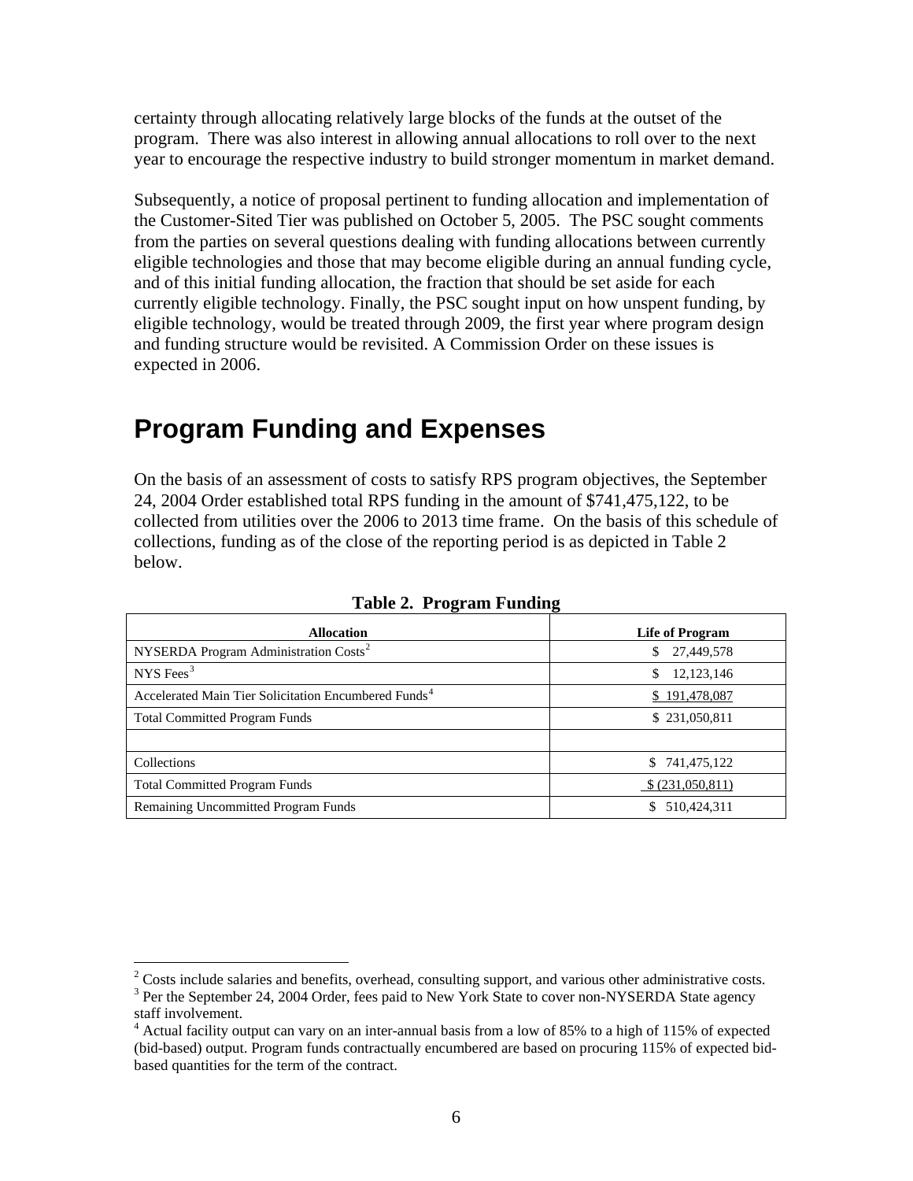certainty through allocating relatively large blocks of the funds at the outset of the program. There was also interest in allowing annual allocations to roll over to the next year to encourage the respective industry to build stronger momentum in market demand.

Subsequently, a notice of proposal pertinent to funding allocation and implementation of the Customer-Sited Tier was published on October 5, 2005. The PSC sought comments from the parties on several questions dealing with funding allocations between currently eligible technologies and those that may become eligible during an annual funding cycle, and of this initial funding allocation, the fraction that should be set aside for each currently eligible technology. Finally, the PSC sought input on how unspent funding, by eligible technology, would be treated through 2009, the first year where program design and funding structure would be revisited. A Commission Order on these issues is expected in 2006.

# Program Funding and Expenses

On the basis of an assessment of costs to satisfy RPS program objectives, the September 24, 2004 Order established total RPS funding in the amount of $741,475,122, to be collected from utilities over the 2006 to 2013 time frame. On the basis of this schedule of collections, funding as of the close of the reporting period is as depicted in Table 2 below.

**Table 2. Program Funding**

| Allocation | Life of Program |
|---|---|
| NYSERDA Program Administration Costs[2] | $ 27,449,578 |
| NYS Fees[3] | $ 12,123,146 |
| Accelerated Main Tier Solicitation Encumbered Funds[4] | $ 191,478,087 |
| Total Committed Program Funds | $ 231,050,811 |
| | |
| Collections | $ 741,475,122 |
| Total Committed Program Funds | $ (231,050,811) |
| Remaining Uncommitted Program Funds | $ 510,424,311 |

[2] Costs include salaries and benefits, overhead, consulting support, and various other administrative costs.

[3] Per the September 24, 2004 Order, fees paid to New York State to cover non-NYSERDA State agency staff involvement.

[4] Actual facility output can vary on an inter-annual basis from a low of 85% to a high of 115% of expected (bid-based) output. Program funds contractually encumbered are based on procuring 115% of expected bid-based quantities for the term of the contract.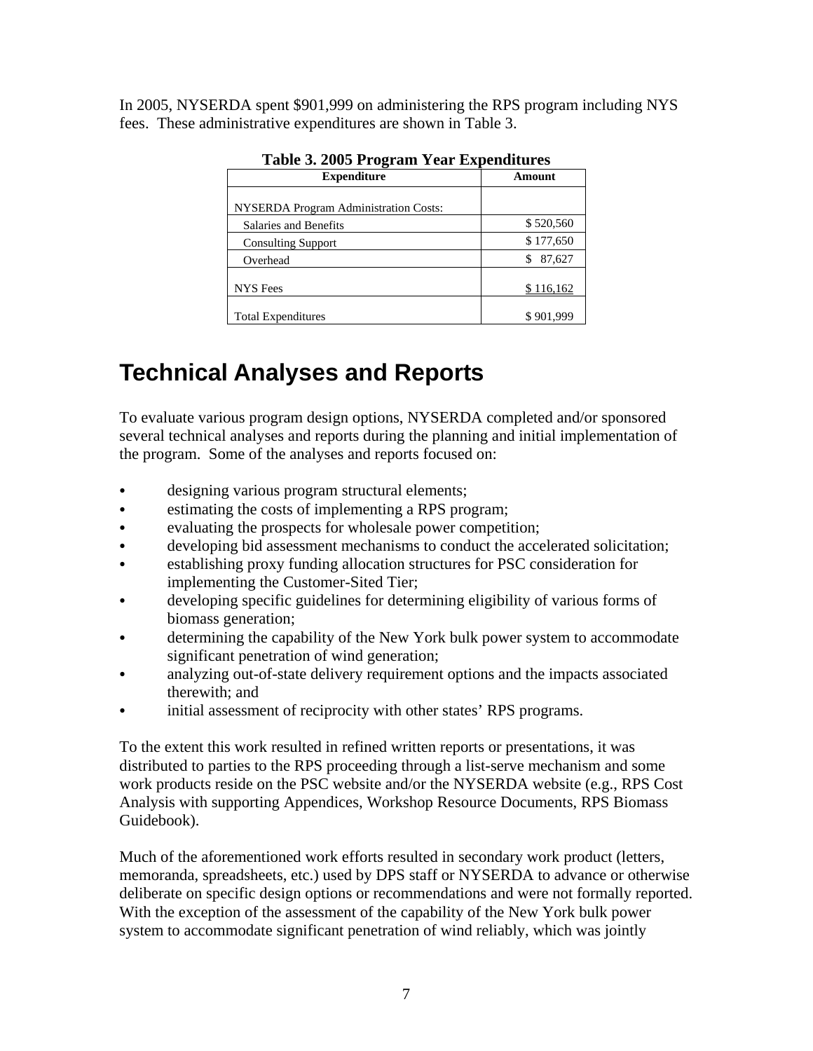In 2005, NYSERDA spent $901,999 on administering the RPS program including NYS fees. These administrative expenditures are shown in Table 3.

**Table 3. 2005 Program Year Expenditures**

| Expenditure | Amount |
|---|---|
| NYSERDA Program Administration Costs: | |
| Salaries and Benefits | $ 520,560 |
| Consulting Support | $ 177,650 |
| Overhead | $ 87,627 |
| NYS Fees | $ 116,162 |
| Total Expenditures | $ 901,999 |

# Technical Analyses and Reports

To evaluate various program design options, NYSERDA completed and/or sponsored several technical analyses and reports during the planning and initial implementation of the program. Some of the analyses and reports focused on:

- designing various program structural elements;
- estimating the costs of implementing a RPS program;
- evaluating the prospects for wholesale power competition;
- developing bid assessment mechanisms to conduct the accelerated solicitation;
- establishing proxy funding allocation structures for PSC consideration for implementing the Customer-Sited Tier;
- developing specific guidelines for determining eligibility of various forms of biomass generation;
- determining the capability of the New York bulk power system to accommodate significant penetration of wind generation;
- analyzing out-of-state delivery requirement options and the impacts associated therewith; and
- initial assessment of reciprocity with other states' RPS programs.

To the extent this work resulted in refined written reports or presentations, it was distributed to parties to the RPS proceeding through a list-serve mechanism and some work products reside on the PSC website and/or the NYSERDA website (e.g., RPS Cost Analysis with supporting Appendices, Workshop Resource Documents, RPS Biomass Guidebook).

Much of the aforementioned work efforts resulted in secondary work product (letters, memoranda, spreadsheets, etc.) used by DPS staff or NYSERDA to advance or otherwise deliberate on specific design options or recommendations and were not formally reported. With the exception of the assessment of the capability of the New York bulk power system to accommodate significant penetration of wind reliably, which was jointly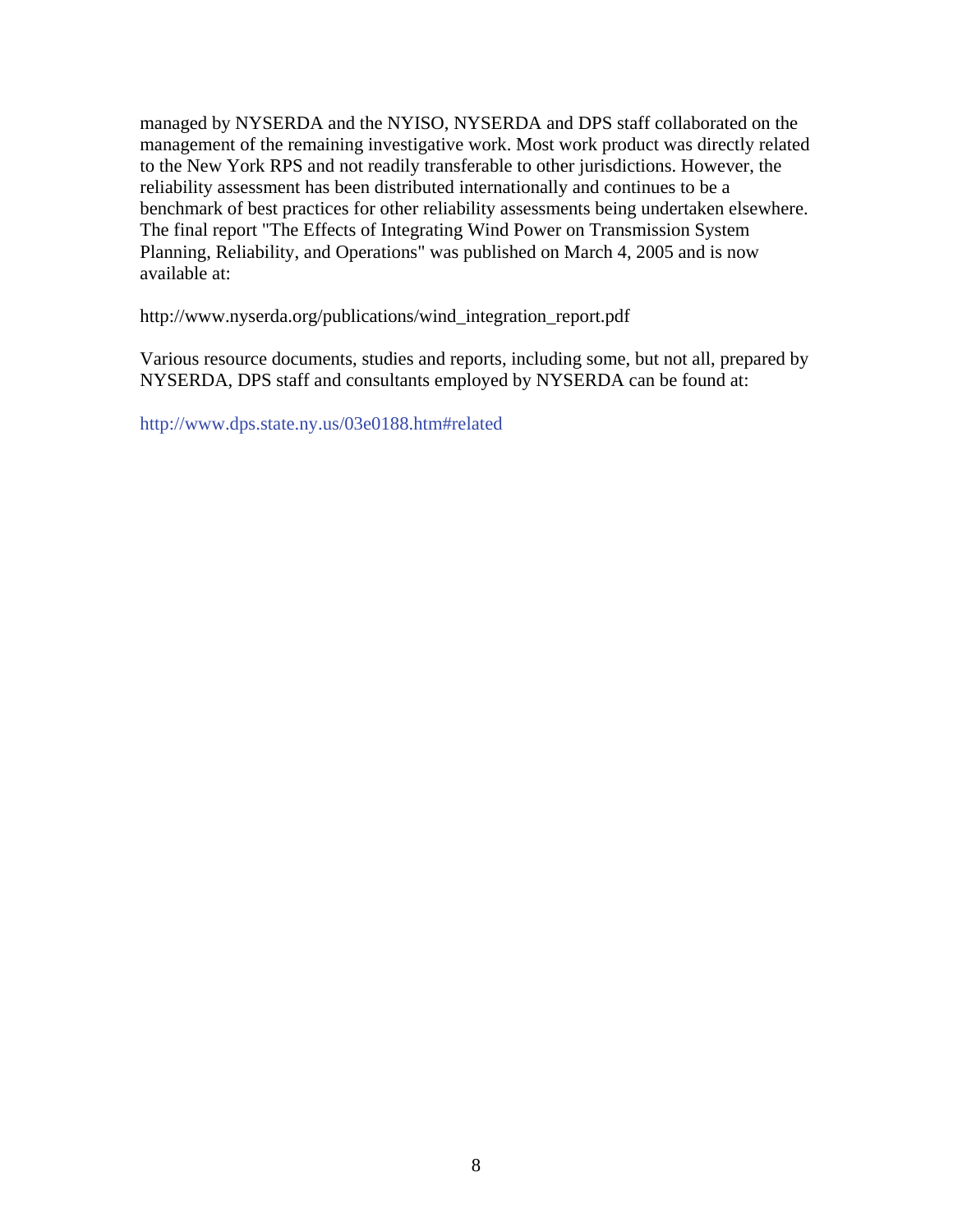managed by NYSERDA and the NYISO, NYSERDA and DPS staff collaborated on the management of the remaining investigative work. Most work product was directly related to the New York RPS and not readily transferable to other jurisdictions. However, the reliability assessment has been distributed internationally and continues to be a benchmark of best practices for other reliability assessments being undertaken elsewhere. The final report "The Effects of Integrating Wind Power on Transmission System Planning, Reliability, and Operations" was published on March 4, 2005 and is now available at:

http://www.nyserda.org/publications/wind_integration_report.pdf

Various resource documents, studies and reports, including some, but not all, prepared by NYSERDA, DPS staff and consultants employed by NYSERDA can be found at:

http://www.dps.state.ny.us/03e0188.htm#related